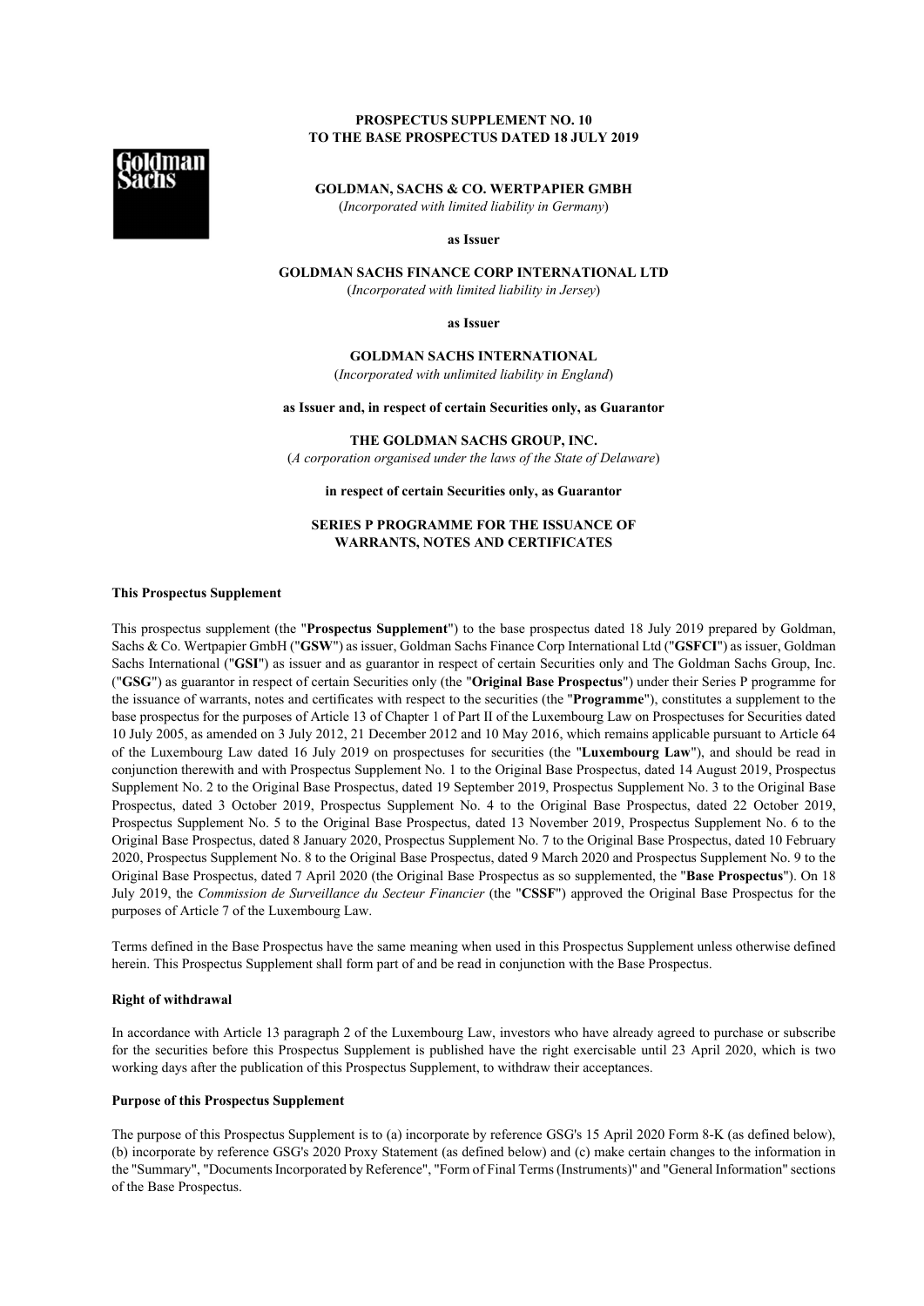**PROSPECTUS SUPPLEMENT NO. 10**
**TO THE BASE PROSPECTUS DATED 18 JULY 2019**

**GOLDMAN, SACHS & CO. WERTPAPIER GMBH**
(*Incorporated with limited liability in Germany*)

**as Issuer**

**GOLDMAN SACHS FINANCE CORP INTERNATIONAL LTD**
(*Incorporated with limited liability in Jersey*)

**as Issuer**

**GOLDMAN SACHS INTERNATIONAL**
(*Incorporated with unlimited liability in England*)

**as Issuer and, in respect of certain Securities only, as Guarantor**

**THE GOLDMAN SACHS GROUP, INC.**
(*A corporation organised under the laws of the State of Delaware*)

**in respect of certain Securities only, as Guarantor**

**SERIES P PROGRAMME FOR THE ISSUANCE OF WARRANTS, NOTES AND CERTIFICATES**

**This Prospectus Supplement**

This prospectus supplement (the "**Prospectus Supplement**") to the base prospectus dated 18 July 2019 prepared by Goldman, Sachs & Co. Wertpapier GmbH ("**GSW**") as issuer, Goldman Sachs Finance Corp International Ltd ("**GSFCI**") as issuer, Goldman Sachs International ("**GSI**") as issuer and as guarantor in respect of certain Securities only and The Goldman Sachs Group, Inc. ("**GSG**") as guarantor in respect of certain Securities only (the "**Original Base Prospectus**") under their Series P programme for the issuance of warrants, notes and certificates with respect to the securities (the "**Programme**"), constitutes a supplement to the base prospectus for the purposes of Article 13 of Chapter 1 of Part II of the Luxembourg Law on Prospectuses for Securities dated 10 July 2005, as amended on 3 July 2012, 21 December 2012 and 10 May 2016, which remains applicable pursuant to Article 64 of the Luxembourg Law dated 16 July 2019 on prospectuses for securities (the "**Luxembourg Law**"), and should be read in conjunction therewith and with Prospectus Supplement No. 1 to the Original Base Prospectus, dated 14 August 2019, Prospectus Supplement No. 2 to the Original Base Prospectus, dated 19 September 2019, Prospectus Supplement No. 3 to the Original Base Prospectus, dated 3 October 2019, Prospectus Supplement No. 4 to the Original Base Prospectus, dated 22 October 2019, Prospectus Supplement No. 5 to the Original Base Prospectus, dated 13 November 2019, Prospectus Supplement No. 6 to the Original Base Prospectus, dated 8 January 2020, Prospectus Supplement No. 7 to the Original Base Prospectus, dated 10 February 2020, Prospectus Supplement No. 8 to the Original Base Prospectus, dated 9 March 2020 and Prospectus Supplement No. 9 to the Original Base Prospectus, dated 7 April 2020 (the Original Base Prospectus as so supplemented, the "**Base Prospectus**"). On 18 July 2019, the *Commission de Surveillance du Secteur Financier* (the "**CSSF**") approved the Original Base Prospectus for the purposes of Article 7 of the Luxembourg Law.

Terms defined in the Base Prospectus have the same meaning when used in this Prospectus Supplement unless otherwise defined herein. This Prospectus Supplement shall form part of and be read in conjunction with the Base Prospectus.

**Right of withdrawal**

In accordance with Article 13 paragraph 2 of the Luxembourg Law, investors who have already agreed to purchase or subscribe for the securities before this Prospectus Supplement is published have the right exercisable until 23 April 2020, which is two working days after the publication of this Prospectus Supplement, to withdraw their acceptances.

**Purpose of this Prospectus Supplement**

The purpose of this Prospectus Supplement is to (a) incorporate by reference GSG's 15 April 2020 Form 8-K (as defined below), (b) incorporate by reference GSG's 2020 Proxy Statement (as defined below) and (c) make certain changes to the information in the "Summary", "Documents Incorporated by Reference", "Form of Final Terms (Instruments)" and "General Information" sections of the Base Prospectus.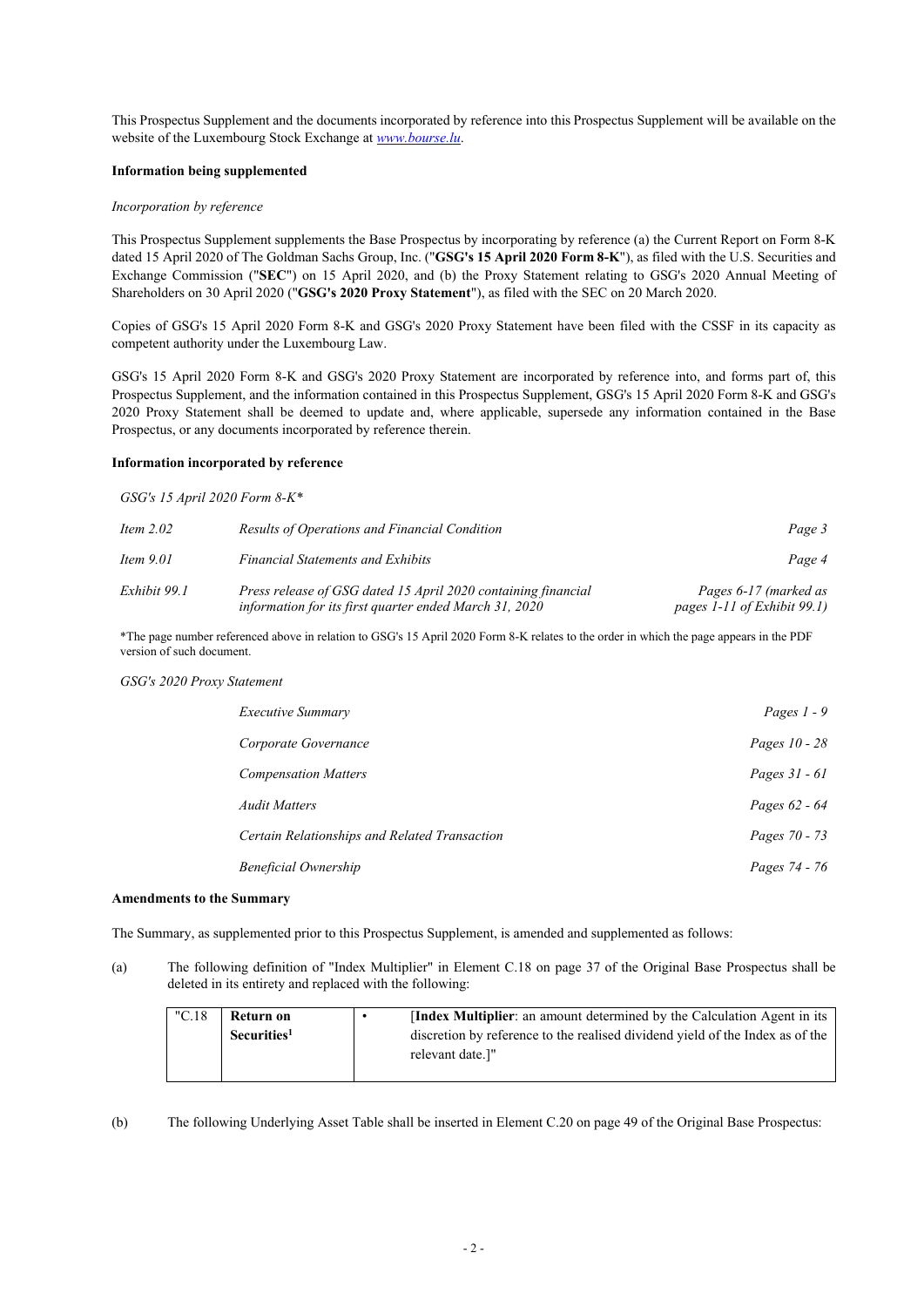This Prospectus Supplement and the documents incorporated by reference into this Prospectus Supplement will be available on the website of the Luxembourg Stock Exchange at *www.bourse.lu*.

**Information being supplemented**

*Incorporation by reference*

This Prospectus Supplement supplements the Base Prospectus by incorporating by reference (a) the Current Report on Form 8-K dated 15 April 2020 of The Goldman Sachs Group, Inc. ("**GSG's 15 April 2020 Form 8-K**"), as filed with the U.S. Securities and Exchange Commission ("**SEC**") on 15 April 2020, and (b) the Proxy Statement relating to GSG's 2020 Annual Meeting of Shareholders on 30 April 2020 ("**GSG's 2020 Proxy Statement**"), as filed with the SEC on 20 March 2020.

Copies of GSG's 15 April 2020 Form 8-K and GSG's 2020 Proxy Statement have been filed with the CSSF in its capacity as competent authority under the Luxembourg Law.

GSG's 15 April 2020 Form 8-K and GSG's 2020 Proxy Statement are incorporated by reference into, and forms part of, this Prospectus Supplement, and the information contained in this Prospectus Supplement, GSG's 15 April 2020 Form 8-K and GSG's 2020 Proxy Statement shall be deemed to update and, where applicable, supersede any information contained in the Base Prospectus, or any documents incorporated by reference therein.

**Information incorporated by reference**

*GSG's 15 April 2020 Form 8-K\**

| | | |
|---|---|---|
| *Item 2.02* | *Results of Operations and Financial Condition* | *Page 3* |
| *Item 9.01* | *Financial Statements and Exhibits* | *Page 4* |
| *Exhibit 99.1* | *Press release of GSG dated 15 April 2020 containing financial information for its first quarter ended March 31, 2020* | *Pages 6-17 (marked as pages 1-11 of Exhibit 99.1)* |

\*The page number referenced above in relation to GSG's 15 April 2020 Form 8-K relates to the order in which the page appears in the PDF version of such document.

*GSG's 2020 Proxy Statement*

| | |
|---|---|
| *Executive Summary* | *Pages 1 - 9* |
| *Corporate Governance* | *Pages 10 - 28* |
| *Compensation Matters* | *Pages 31 - 61* |
| *Audit Matters* | *Pages 62 - 64* |
| *Certain Relationships and Related Transaction* | *Pages 70 - 73* |
| *Beneficial Ownership* | *Pages 74 - 76* |

**Amendments to the Summary**

The Summary, as supplemented prior to this Prospectus Supplement, is amended and supplemented as follows:

(a) The following definition of "Index Multiplier" in Element C.18 on page 37 of the Original Base Prospectus shall be deleted in its entirety and replaced with the following:

| | | | |
|---|---|---|---|
| "C.18 | **Return on Securities**[1] | • | [**Index Multiplier**: an amount determined by the Calculation Agent in its discretion by reference to the realised dividend yield of the Index as of the relevant date.]" |

(b) The following Underlying Asset Table shall be inserted in Element C.20 on page 49 of the Original Base Prospectus: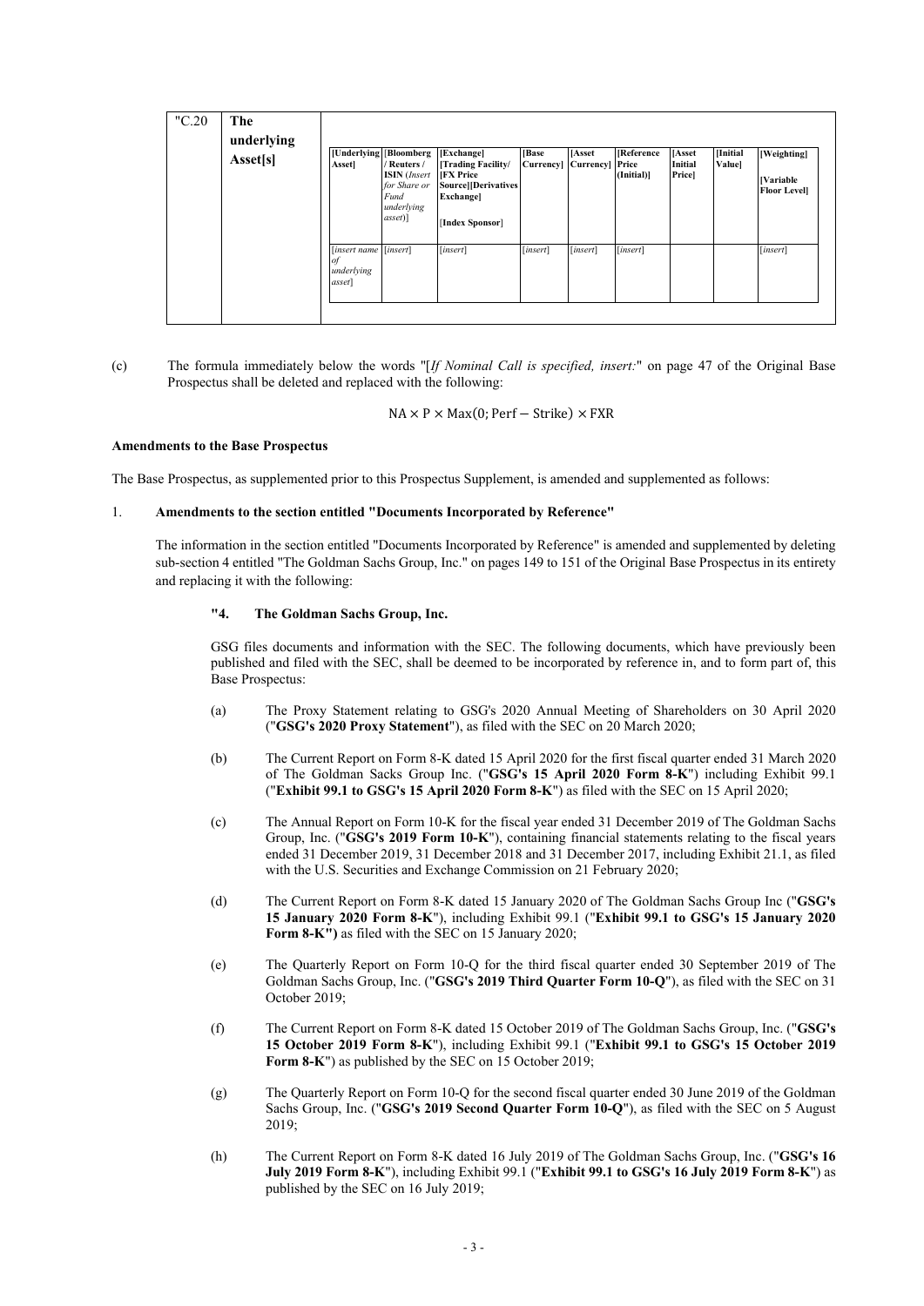| "C.20 | The underlying Asset[s] | | | | | | | | | |
|---|---|---|---|---|---|---|---|---|---|---|
| | | [Underlying Asset] | [Bloomberg / Reuters / ISIN (*Insert for Share or Fund underlying asset*)] | [Exchange] [Trading Facility/ [FX Price Source][Derivatives Exchange] [Index Sponsor] | [Base Currency] | [Asset Currency] | [Reference Price (Initial)] | [Asset Initial Price] | [Initial Value] | [Weighting] [Variable Floor Level] |
| | | [*insert name of underlying asset*] | [*insert*] | [*insert*] | [*insert*] | [*insert*] | [*insert*] | | | [*insert*] |

(c) The formula immediately below the words "[*If Nominal Call is specified, insert:*" on page 47 of the Original Base Prospectus shall be deleted and replaced with the following:

$$NA \times P \times \mathrm{Max}(0; \mathrm{Perf} - \mathrm{Strike}) \times \mathrm{FXR}$$

**Amendments to the Base Prospectus**

The Base Prospectus, as supplemented prior to this Prospectus Supplement, is amended and supplemented as follows:

1. **Amendments to the section entitled "Documents Incorporated by Reference"**

The information in the section entitled "Documents Incorporated by Reference" is amended and supplemented by deleting sub-section 4 entitled "The Goldman Sachs Group, Inc." on pages 149 to 151 of the Original Base Prospectus in its entirety and replacing it with the following:

**"4. The Goldman Sachs Group, Inc.**

GSG files documents and information with the SEC. The following documents, which have previously been published and filed with the SEC, shall be deemed to be incorporated by reference in, and to form part of, this Base Prospectus:

(a) The Proxy Statement relating to GSG's 2020 Annual Meeting of Shareholders on 30 April 2020 ("**GSG's 2020 Proxy Statement**"), as filed with the SEC on 20 March 2020;

(b) The Current Report on Form 8-K dated 15 April 2020 for the first fiscal quarter ended 31 March 2020 of The Goldman Sacks Group Inc. ("**GSG's 15 April 2020 Form 8-K**") including Exhibit 99.1 ("**Exhibit 99.1 to GSG's 15 April 2020 Form 8-K**") as filed with the SEC on 15 April 2020;

(c) The Annual Report on Form 10-K for the fiscal year ended 31 December 2019 of The Goldman Sachs Group, Inc. ("**GSG's 2019 Form 10-K**"), containing financial statements relating to the fiscal years ended 31 December 2019, 31 December 2018 and 31 December 2017, including Exhibit 21.1, as filed with the U.S. Securities and Exchange Commission on 21 February 2020;

(d) The Current Report on Form 8-K dated 15 January 2020 of The Goldman Sachs Group Inc ("**GSG's 15 January 2020 Form 8-K**"), including Exhibit 99.1 ("**Exhibit 99.1 to GSG's 15 January 2020 Form 8-K")** as filed with the SEC on 15 January 2020;

(e) The Quarterly Report on Form 10-Q for the third fiscal quarter ended 30 September 2019 of The Goldman Sachs Group, Inc. ("**GSG's 2019 Third Quarter Form 10-Q**"), as filed with the SEC on 31 October 2019;

(f) The Current Report on Form 8-K dated 15 October 2019 of The Goldman Sachs Group, Inc. ("**GSG's 15 October 2019 Form 8-K**"), including Exhibit 99.1 ("**Exhibit 99.1 to GSG's 15 October 2019 Form 8-K**") as published by the SEC on 15 October 2019;

(g) The Quarterly Report on Form 10-Q for the second fiscal quarter ended 30 June 2019 of the Goldman Sachs Group, Inc. ("**GSG's 2019 Second Quarter Form 10-Q**"), as filed with the SEC on 5 August 2019;

(h) The Current Report on Form 8-K dated 16 July 2019 of The Goldman Sachs Group, Inc. ("**GSG's 16 July 2019 Form 8-K**"), including Exhibit 99.1 ("**Exhibit 99.1 to GSG's 16 July 2019 Form 8-K**") as published by the SEC on 16 July 2019;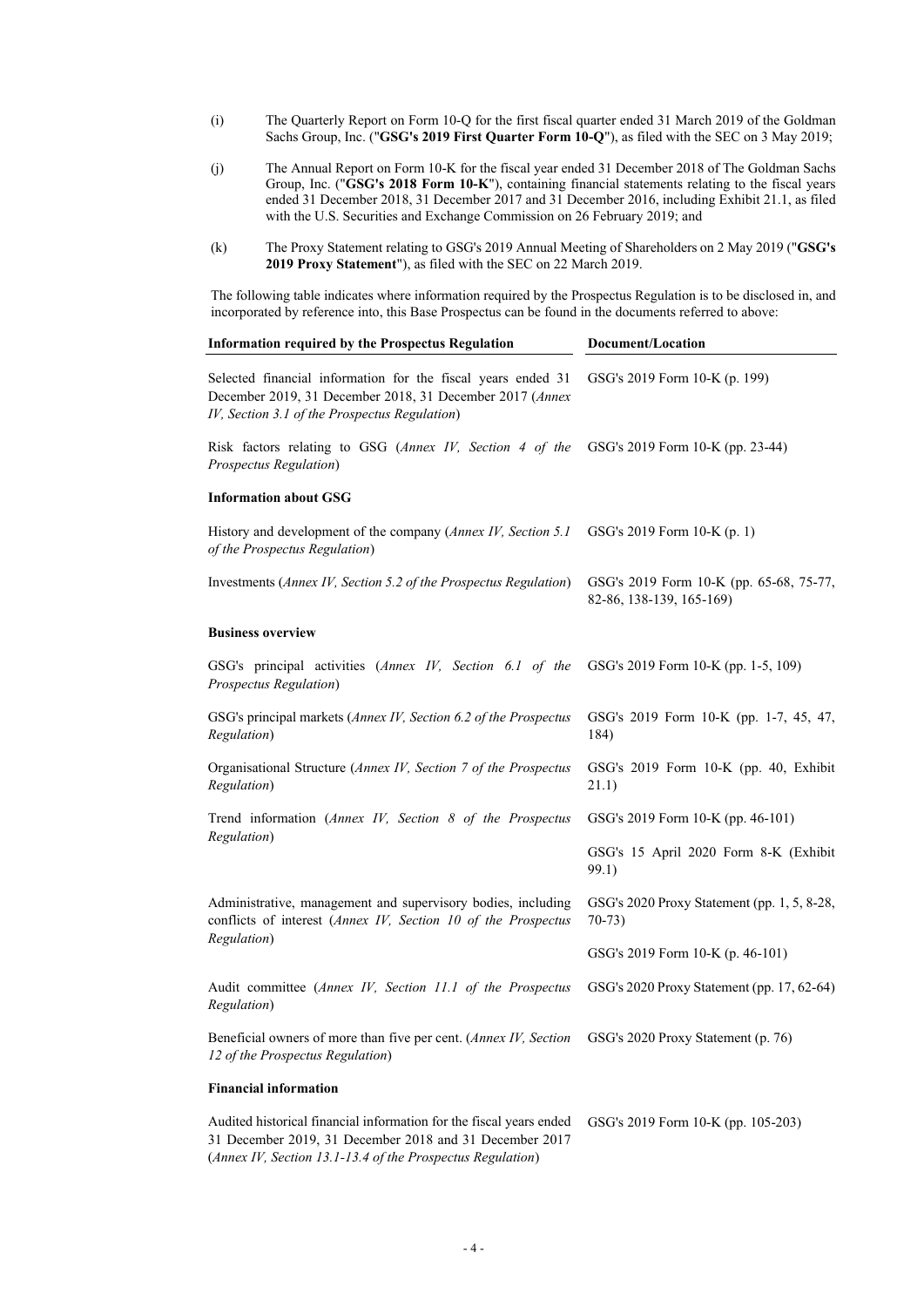(i) The Quarterly Report on Form 10-Q for the first fiscal quarter ended 31 March 2019 of the Goldman Sachs Group, Inc. ("**GSG's 2019 First Quarter Form 10-Q**"), as filed with the SEC on 3 May 2019;

(j) The Annual Report on Form 10-K for the fiscal year ended 31 December 2018 of The Goldman Sachs Group, Inc. ("**GSG's 2018 Form 10-K**"), containing financial statements relating to the fiscal years ended 31 December 2018, 31 December 2017 and 31 December 2016, including Exhibit 21.1, as filed with the U.S. Securities and Exchange Commission on 26 February 2019; and

(k) The Proxy Statement relating to GSG's 2019 Annual Meeting of Shareholders on 2 May 2019 ("**GSG's 2019 Proxy Statement**"), as filed with the SEC on 22 March 2019.

The following table indicates where information required by the Prospectus Regulation is to be disclosed in, and incorporated by reference into, this Base Prospectus can be found in the documents referred to above:

| **Information required by the Prospectus Regulation** | **Document/Location** |
|---|---|
| Selected financial information for the fiscal years ended 31 December 2019, 31 December 2018, 31 December 2017 (*Annex IV, Section 3.1 of the Prospectus Regulation*) | GSG's 2019 Form 10-K (p. 199) |
| Risk factors relating to GSG (*Annex IV, Section 4 of the Prospectus Regulation*) | GSG's 2019 Form 10-K (pp. 23-44) |
| **Information about GSG** | |
| History and development of the company (*Annex IV, Section 5.1 of the Prospectus Regulation*) | GSG's 2019 Form 10-K (p. 1) |
| Investments (*Annex IV, Section 5.2 of the Prospectus Regulation*) | GSG's 2019 Form 10-K (pp. 65-68, 75-77, 82-86, 138-139, 165-169) |
| **Business overview** | |
| GSG's principal activities (*Annex IV, Section 6.1 of the Prospectus Regulation*) | GSG's 2019 Form 10-K (pp. 1-5, 109) |
| GSG's principal markets (*Annex IV, Section 6.2 of the Prospectus Regulation*) | GSG's 2019 Form 10-K (pp. 1-7, 45, 47, 184) |
| Organisational Structure (*Annex IV, Section 7 of the Prospectus Regulation*) | GSG's 2019 Form 10-K (pp. 40, Exhibit 21.1) |
| Trend information (*Annex IV, Section 8 of the Prospectus Regulation*) | GSG's 2019 Form 10-K (pp. 46-101)<br><br>GSG's 15 April 2020 Form 8-K (Exhibit 99.1) |
| Administrative, management and supervisory bodies, including conflicts of interest (*Annex IV, Section 10 of the Prospectus Regulation*) | GSG's 2020 Proxy Statement (pp. 1, 5, 8-28, 70-73)<br><br>GSG's 2019 Form 10-K (p. 46-101) |
| Audit committee (*Annex IV, Section 11.1 of the Prospectus Regulation*) | GSG's 2020 Proxy Statement (pp. 17, 62-64) |
| Beneficial owners of more than five per cent. (*Annex IV, Section 12 of the Prospectus Regulation*) | GSG's 2020 Proxy Statement (p. 76) |
| **Financial information** | |
| Audited historical financial information for the fiscal years ended 31 December 2019, 31 December 2018 and 31 December 2017 (*Annex IV, Section 13.1-13.4 of the Prospectus Regulation*) | GSG's 2019 Form 10-K (pp. 105-203) |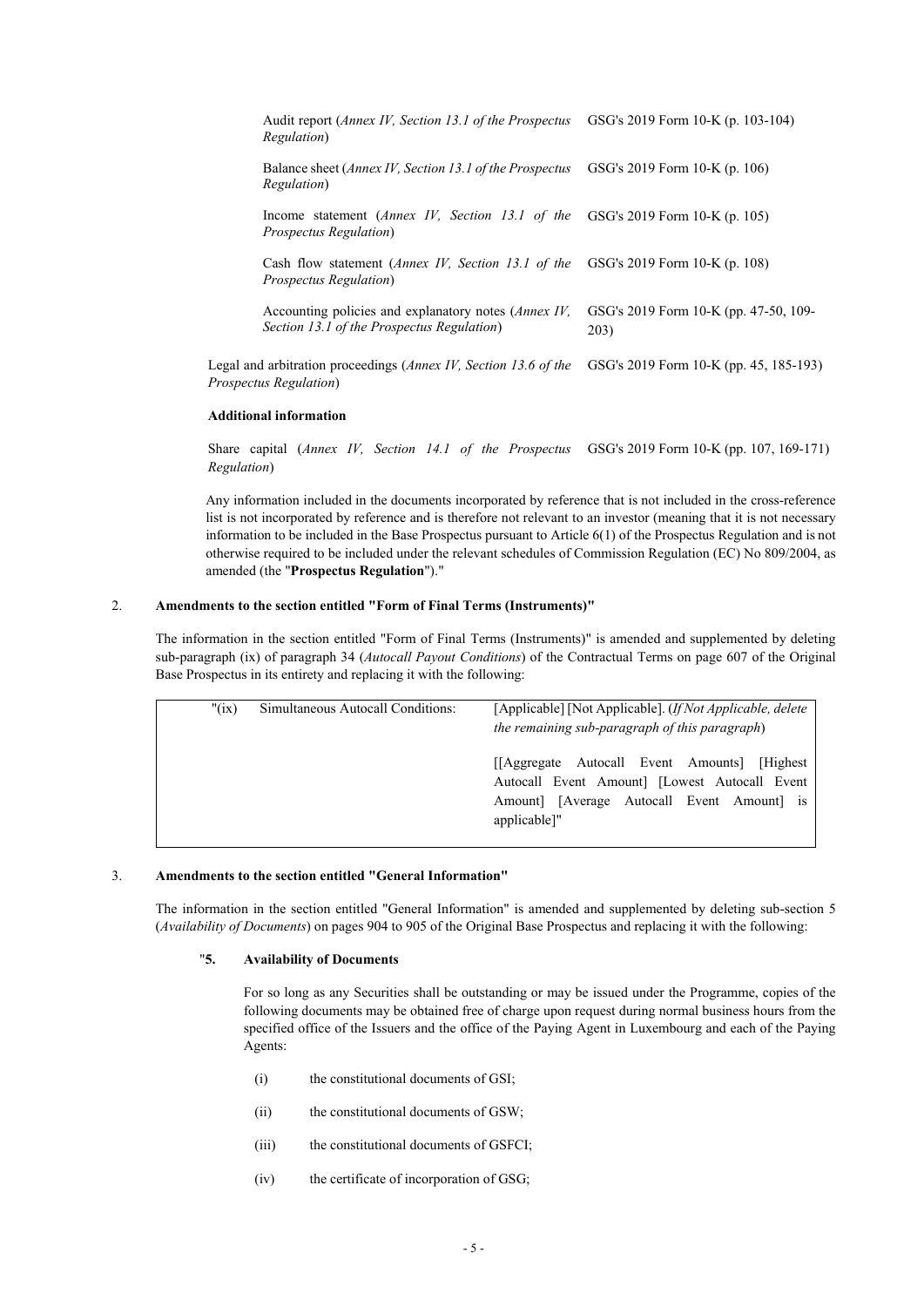| | |
|---|---|
| Audit report (*Annex IV, Section 13.1 of the Prospectus Regulation*) | GSG's 2019 Form 10-K (p. 103-104) |
| Balance sheet (*Annex IV, Section 13.1 of the Prospectus Regulation*) | GSG's 2019 Form 10-K (p. 106) |
| Income statement (*Annex IV, Section 13.1 of the Prospectus Regulation*) | GSG's 2019 Form 10-K (p. 105) |
| Cash flow statement (*Annex IV, Section 13.1 of the Prospectus Regulation*) | GSG's 2019 Form 10-K (p. 108) |
| Accounting policies and explanatory notes (*Annex IV, Section 13.1 of the Prospectus Regulation*) | GSG's 2019 Form 10-K (pp. 47-50, 109-203) |
| Legal and arbitration proceedings (*Annex IV, Section 13.6 of the Prospectus Regulation*) | GSG's 2019 Form 10-K (pp. 45, 185-193) |
| **Additional information** | |
| Share capital (*Annex IV, Section 14.1 of the Prospectus Regulation*) | GSG's 2019 Form 10-K (pp. 107, 169-171) |

Any information included in the documents incorporated by reference that is not included in the cross-reference list is not incorporated by reference and is therefore not relevant to an investor (meaning that it is not necessary information to be included in the Base Prospectus pursuant to Article 6(1) of the Prospectus Regulation and is not otherwise required to be included under the relevant schedules of Commission Regulation (EC) No 809/2004, as amended (the "**Prospectus Regulation**")."

2. **Amendments to the section entitled "Form of Final Terms (Instruments)"**

The information in the section entitled "Form of Final Terms (Instruments)" is amended and supplemented by deleting sub-paragraph (ix) of paragraph 34 (*Autocall Payout Conditions*) of the Contractual Terms on page 607 of the Original Base Prospectus in its entirety and replacing it with the following:

| | | |
|---|---|---|
| "(ix) | Simultaneous Autocall Conditions: | [Applicable] [Not Applicable]. (*If Not Applicable, delete the remaining sub-paragraph of this paragraph*)<br><br>[[Aggregate Autocall Event Amounts] [Highest Autocall Event Amount] [Lowest Autocall Event Amount] [Average Autocall Event Amount] is applicable]" |

3. **Amendments to the section entitled "General Information"**

The information in the section entitled "General Information" is amended and supplemented by deleting sub-section 5 (*Availability of Documents*) on pages 904 to 905 of the Original Base Prospectus and replacing it with the following:

"**5. Availability of Documents**

For so long as any Securities shall be outstanding or may be issued under the Programme, copies of the following documents may be obtained free of charge upon request during normal business hours from the specified office of the Issuers and the office of the Paying Agent in Luxembourg and each of the Paying Agents:

(i) the constitutional documents of GSI;

(ii) the constitutional documents of GSW;

(iii) the constitutional documents of GSFCI;

(iv) the certificate of incorporation of GSG;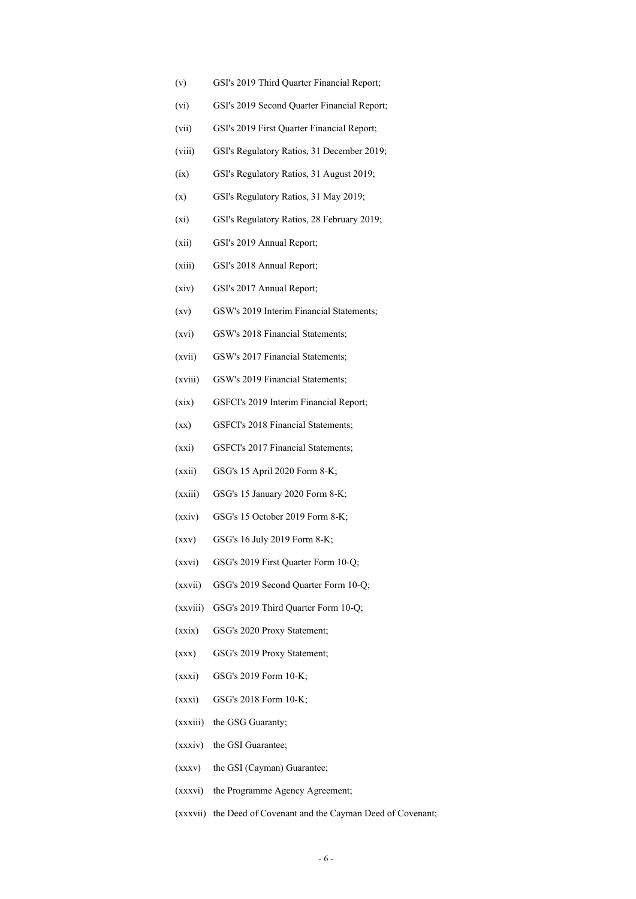(v) GSI's 2019 Third Quarter Financial Report;

(vi) GSI's 2019 Second Quarter Financial Report;

(vii) GSI's 2019 First Quarter Financial Report;

(viii) GSI's Regulatory Ratios, 31 December 2019;

(ix) GSI's Regulatory Ratios, 31 August 2019;

(x) GSI's Regulatory Ratios, 31 May 2019;

(xi) GSI's Regulatory Ratios, 28 February 2019;

(xii) GSI's 2019 Annual Report;

(xiii) GSI's 2018 Annual Report;

(xiv) GSI's 2017 Annual Report;

(xv) GSW's 2019 Interim Financial Statements;

(xvi) GSW's 2018 Financial Statements;

(xvii) GSW's 2017 Financial Statements;

(xviii) GSW's 2019 Financial Statements;

(xix) GSFCI's 2019 Interim Financial Report;

(xx) GSFCI's 2018 Financial Statements;

(xxi) GSFCI's 2017 Financial Statements;

(xxii) GSG's 15 April 2020 Form 8-K;

(xxiii) GSG's 15 January 2020 Form 8-K;

(xxiv) GSG's 15 October 2019 Form 8-K;

(xxv) GSG's 16 July 2019 Form 8-K;

(xxvi) GSG's 2019 First Quarter Form 10-Q;

(xxvii) GSG's 2019 Second Quarter Form 10-Q;

(xxviii) GSG's 2019 Third Quarter Form 10-Q;

(xxix) GSG's 2020 Proxy Statement;

(xxx) GSG's 2019 Proxy Statement;

(xxxi) GSG's 2019 Form 10-K;

(xxxi) GSG's 2018 Form 10-K;

(xxxiii) the GSG Guaranty;

(xxxiv) the GSI Guarantee;

(xxxv) the GSI (Cayman) Guarantee;

(xxxvi) the Programme Agency Agreement;

(xxxvii) the Deed of Covenant and the Cayman Deed of Covenant;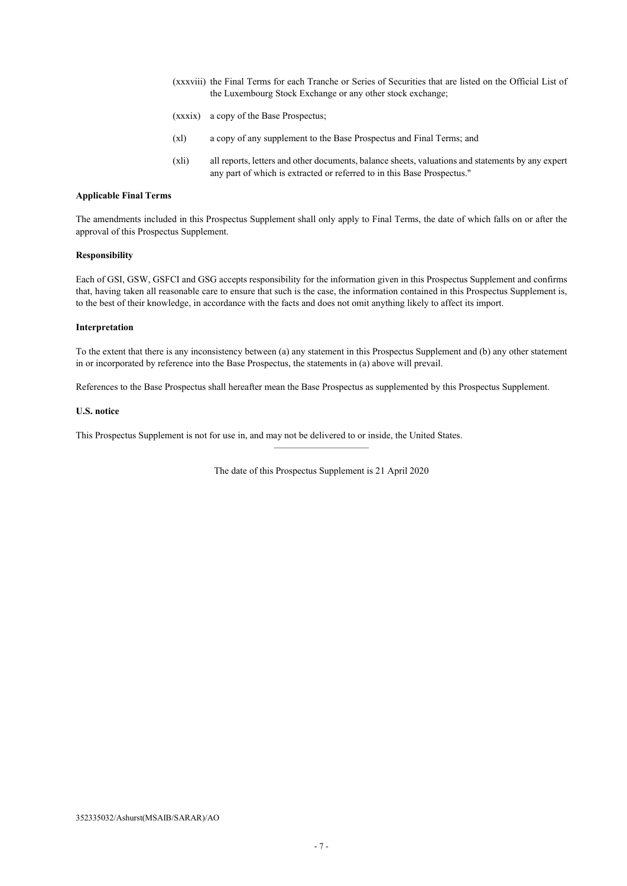(xxxviii) the Final Terms for each Tranche or Series of Securities that are listed on the Official List of the Luxembourg Stock Exchange or any other stock exchange;

(xxxix) a copy of the Base Prospectus;

(xl) a copy of any supplement to the Base Prospectus and Final Terms; and

(xli) all reports, letters and other documents, balance sheets, valuations and statements by any expert any part of which is extracted or referred to in this Base Prospectus."

**Applicable Final Terms**

The amendments included in this Prospectus Supplement shall only apply to Final Terms, the date of which falls on or after the approval of this Prospectus Supplement.

**Responsibility**

Each of GSI, GSW, GSFCI and GSG accepts responsibility for the information given in this Prospectus Supplement and confirms that, having taken all reasonable care to ensure that such is the case, the information contained in this Prospectus Supplement is, to the best of their knowledge, in accordance with the facts and does not omit anything likely to affect its import.

**Interpretation**

To the extent that there is any inconsistency between (a) any statement in this Prospectus Supplement and (b) any other statement in or incorporated by reference into the Base Prospectus, the statements in (a) above will prevail.

References to the Base Prospectus shall hereafter mean the Base Prospectus as supplemented by this Prospectus Supplement.

**U.S. notice**

This Prospectus Supplement is not for use in, and may not be delivered to or inside, the United States.

---

The date of this Prospectus Supplement is 21 April 2020

352335032/Ashurst(MSAIB/SARAR)/AO